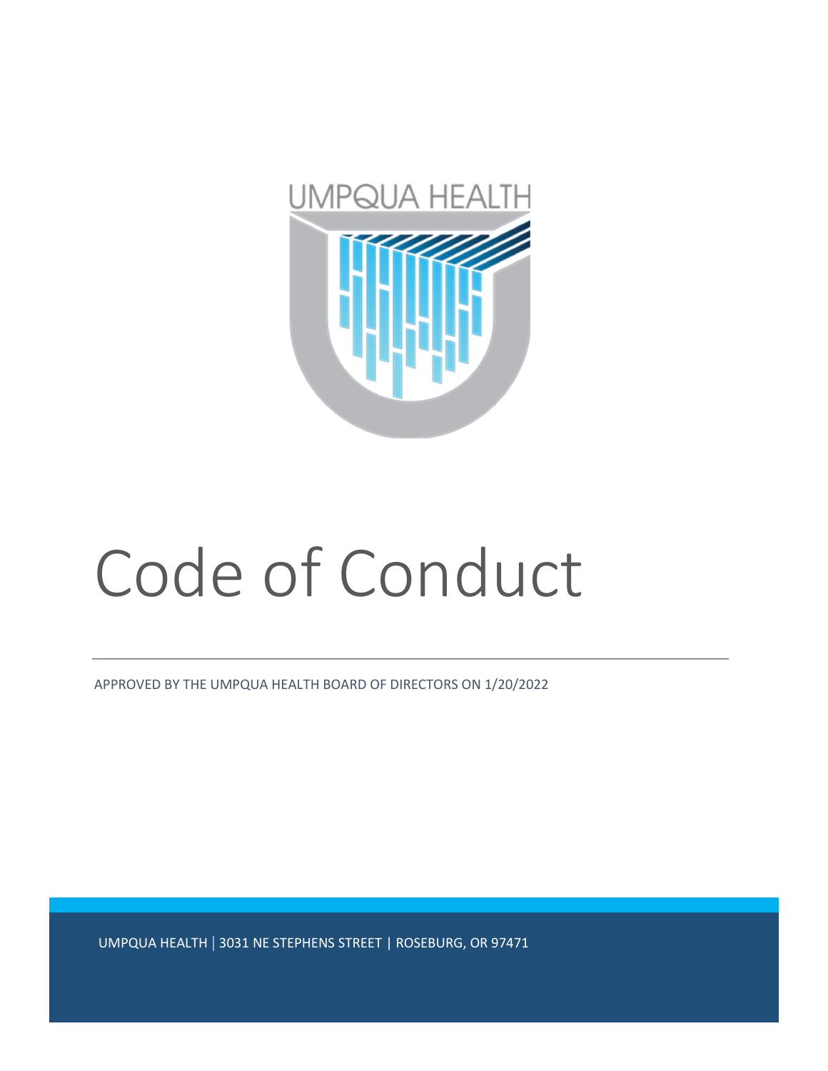UMPQUA HEALTH

# Code of Conduct

APPROVED BY THE UMPQUA HEALTH BOARD OF DIRECTORS ON 1/20/2022

UMPQUA HEALTH | 3031 NE STEPHENS STREET | ROSEBURG, OR 97471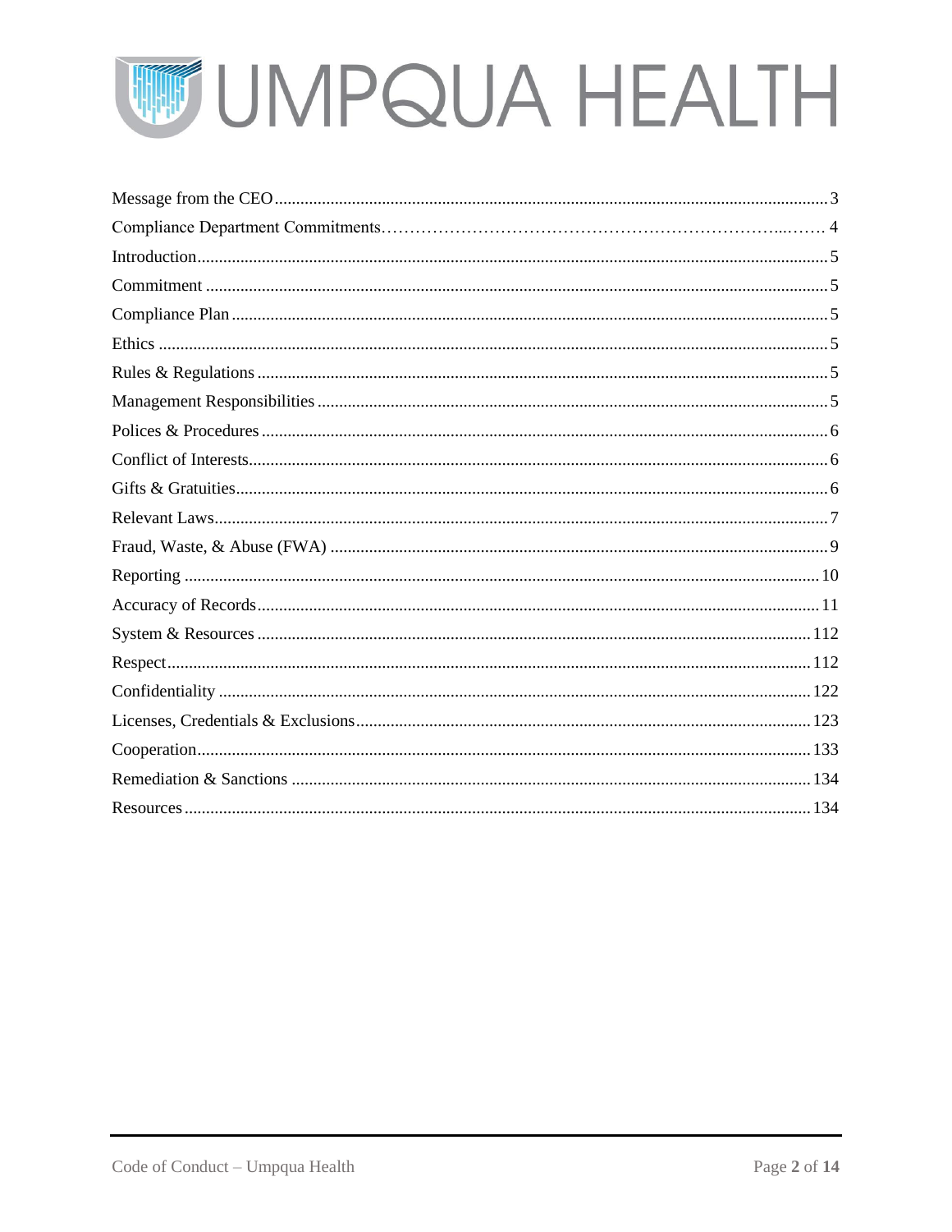# UMPQUA HEALTH

Message from the CEO .......... 3
Compliance Department Commitments.......... 4
Introduction.......... 5
Commitment .......... 5
Compliance Plan .......... 5
Ethics .......... 5
Rules & Regulations .......... 5
Management Responsibilities .......... 5
Polices & Procedures .......... 6
Conflict of Interests.......... 6
Gifts & Gratuities.......... 6
Relevant Laws.......... 7
Fraud, Waste, & Abuse (FWA) .......... 9
Reporting .......... 10
Accuracy of Records.......... 11
System & Resources .......... 112
Respect.......... 112
Confidentiality .......... 122
Licenses, Credentials & Exclusions.......... 123
Cooperation.......... 133
Remediation & Sanctions .......... 134
Resources .......... 134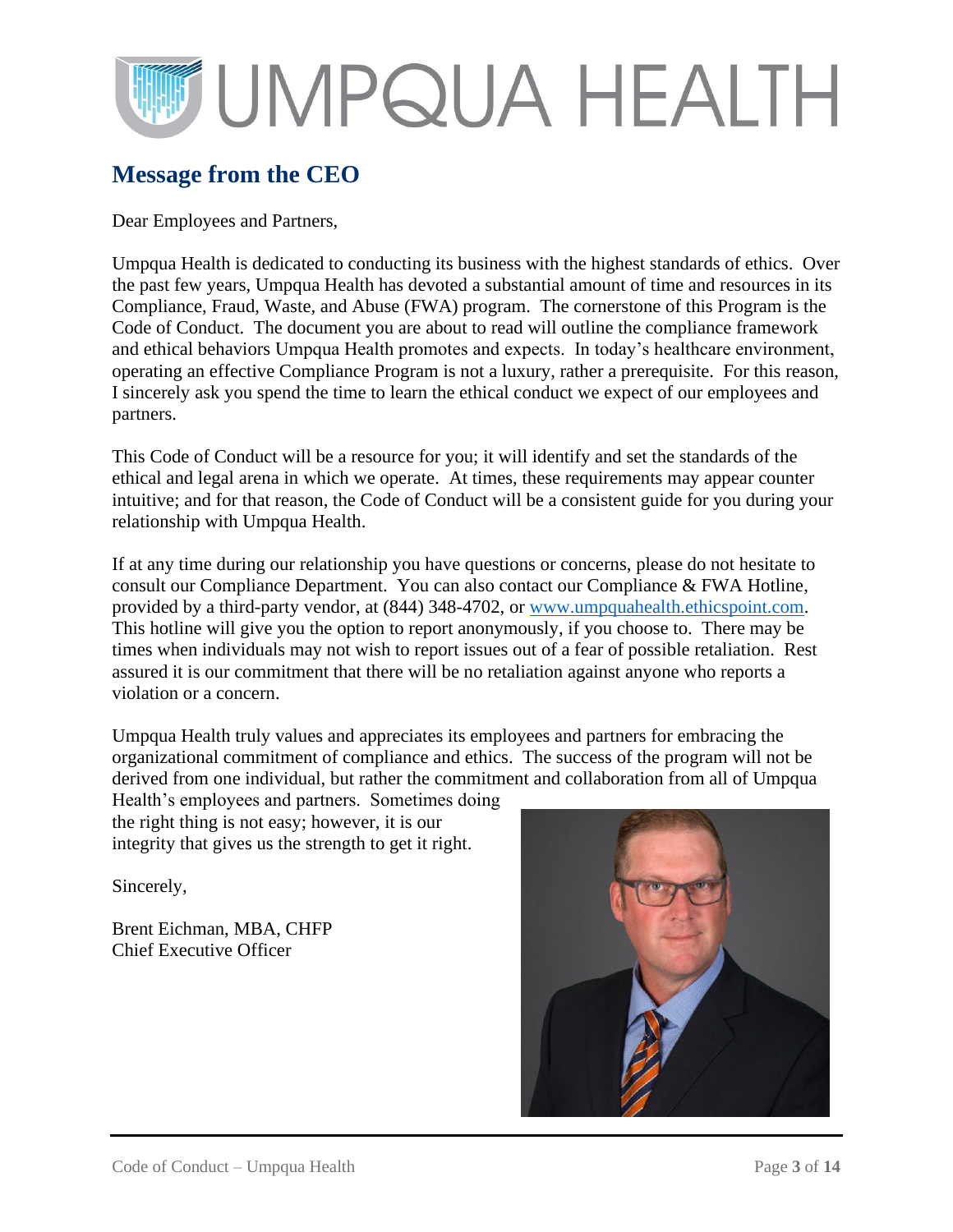## Message from the CEO

Dear Employees and Partners,

Umpqua Health is dedicated to conducting its business with the highest standards of ethics. Over the past few years, Umpqua Health has devoted a substantial amount of time and resources in its Compliance, Fraud, Waste, and Abuse (FWA) program. The cornerstone of this Program is the Code of Conduct. The document you are about to read will outline the compliance framework and ethical behaviors Umpqua Health promotes and expects. In today's healthcare environment, operating an effective Compliance Program is not a luxury, rather a prerequisite. For this reason, I sincerely ask you spend the time to learn the ethical conduct we expect of our employees and partners.

This Code of Conduct will be a resource for you; it will identify and set the standards of the ethical and legal arena in which we operate. At times, these requirements may appear counter intuitive; and for that reason, the Code of Conduct will be a consistent guide for you during your relationship with Umpqua Health.

If at any time during our relationship you have questions or concerns, please do not hesitate to consult our Compliance Department. You can also contact our Compliance & FWA Hotline, provided by a third-party vendor, at (844) 348-4702, or www.umpquahealth.ethicspoint.com. This hotline will give you the option to report anonymously, if you choose to. There may be times when individuals may not wish to report issues out of a fear of possible retaliation. Rest assured it is our commitment that there will be no retaliation against anyone who reports a violation or a concern.

Umpqua Health truly values and appreciates its employees and partners for embracing the organizational commitment of compliance and ethics. The success of the program will not be derived from one individual, but rather the commitment and collaboration from all of Umpqua Health's employees and partners. Sometimes doing the right thing is not easy; however, it is our integrity that gives us the strength to get it right.

Sincerely,

Brent Eichman, MBA, CHFP
Chief Executive Officer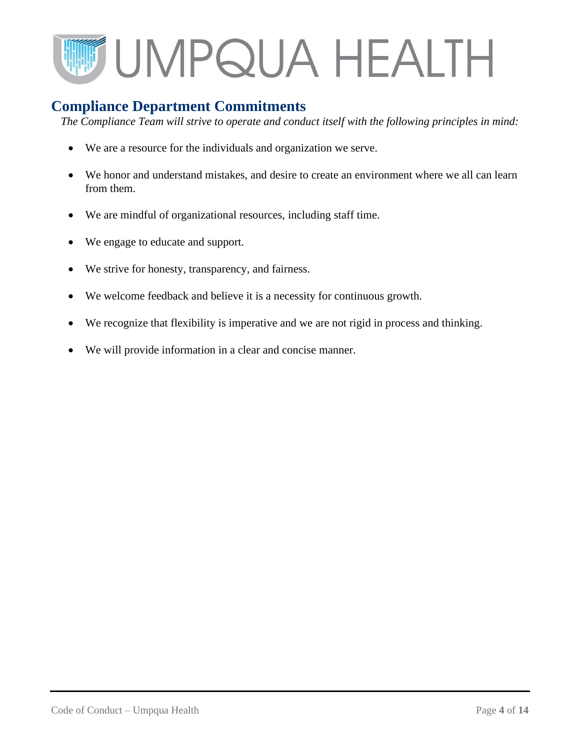## Compliance Department Commitments

*The Compliance Team will strive to operate and conduct itself with the following principles in mind:*

- We are a resource for the individuals and organization we serve.
- We honor and understand mistakes, and desire to create an environment where we all can learn from them.
- We are mindful of organizational resources, including staff time.
- We engage to educate and support.
- We strive for honesty, transparency, and fairness.
- We welcome feedback and believe it is a necessity for continuous growth.
- We recognize that flexibility is imperative and we are not rigid in process and thinking.
- We will provide information in a clear and concise manner.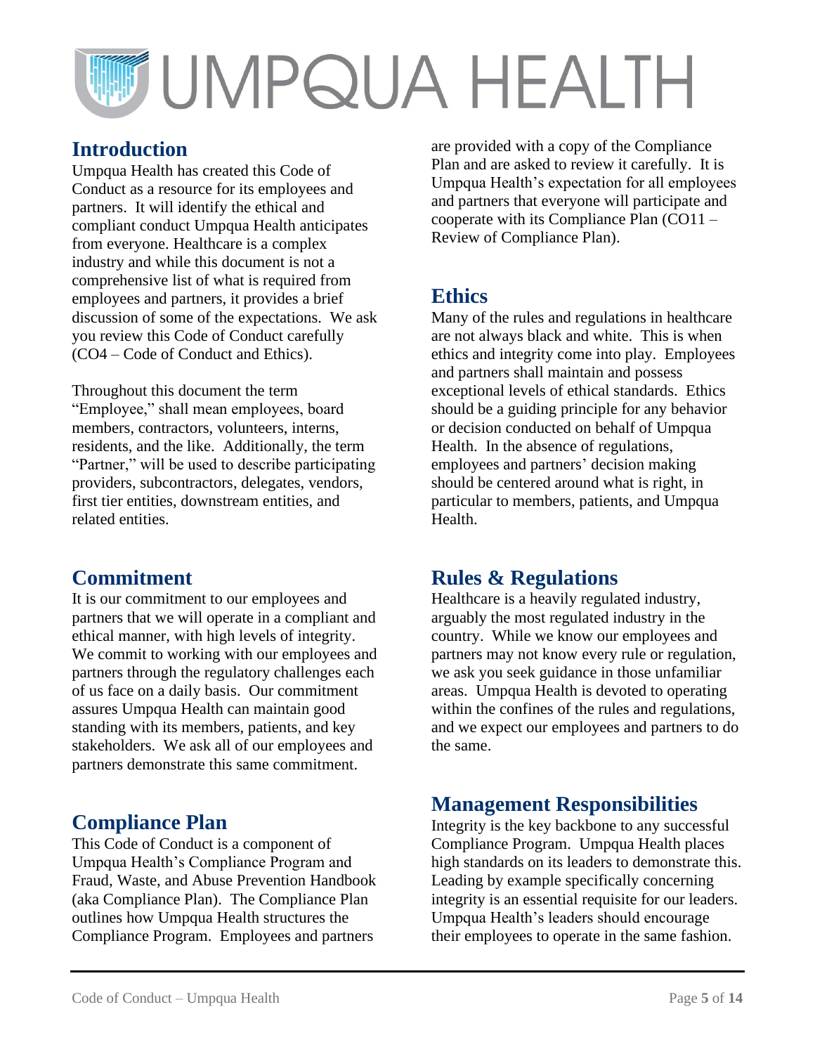## Introduction

Umpqua Health has created this Code of Conduct as a resource for its employees and partners. It will identify the ethical and compliant conduct Umpqua Health anticipates from everyone. Healthcare is a complex industry and while this document is not a comprehensive list of what is required from employees and partners, it provides a brief discussion of some of the expectations. We ask you review this Code of Conduct carefully (CO4 – Code of Conduct and Ethics).

Throughout this document the term "Employee," shall mean employees, board members, contractors, volunteers, interns, residents, and the like. Additionally, the term "Partner," will be used to describe participating providers, subcontractors, delegates, vendors, first tier entities, downstream entities, and related entities.

## Commitment

It is our commitment to our employees and partners that we will operate in a compliant and ethical manner, with high levels of integrity. We commit to working with our employees and partners through the regulatory challenges each of us face on a daily basis. Our commitment assures Umpqua Health can maintain good standing with its members, patients, and key stakeholders. We ask all of our employees and partners demonstrate this same commitment.

## Compliance Plan

This Code of Conduct is a component of Umpqua Health's Compliance Program and Fraud, Waste, and Abuse Prevention Handbook (aka Compliance Plan). The Compliance Plan outlines how Umpqua Health structures the Compliance Program. Employees and partners are provided with a copy of the Compliance Plan and are asked to review it carefully. It is Umpqua Health's expectation for all employees and partners that everyone will participate and cooperate with its Compliance Plan (CO11 – Review of Compliance Plan).

## Ethics

Many of the rules and regulations in healthcare are not always black and white. This is when ethics and integrity come into play. Employees and partners shall maintain and possess exceptional levels of ethical standards. Ethics should be a guiding principle for any behavior or decision conducted on behalf of Umpqua Health. In the absence of regulations, employees and partners' decision making should be centered around what is right, in particular to members, patients, and Umpqua Health.

## Rules & Regulations

Healthcare is a heavily regulated industry, arguably the most regulated industry in the country. While we know our employees and partners may not know every rule or regulation, we ask you seek guidance in those unfamiliar areas. Umpqua Health is devoted to operating within the confines of the rules and regulations, and we expect our employees and partners to do the same.

## Management Responsibilities

Integrity is the key backbone to any successful Compliance Program. Umpqua Health places high standards on its leaders to demonstrate this. Leading by example specifically concerning integrity is an essential requisite for our leaders. Umpqua Health's leaders should encourage their employees to operate in the same fashion.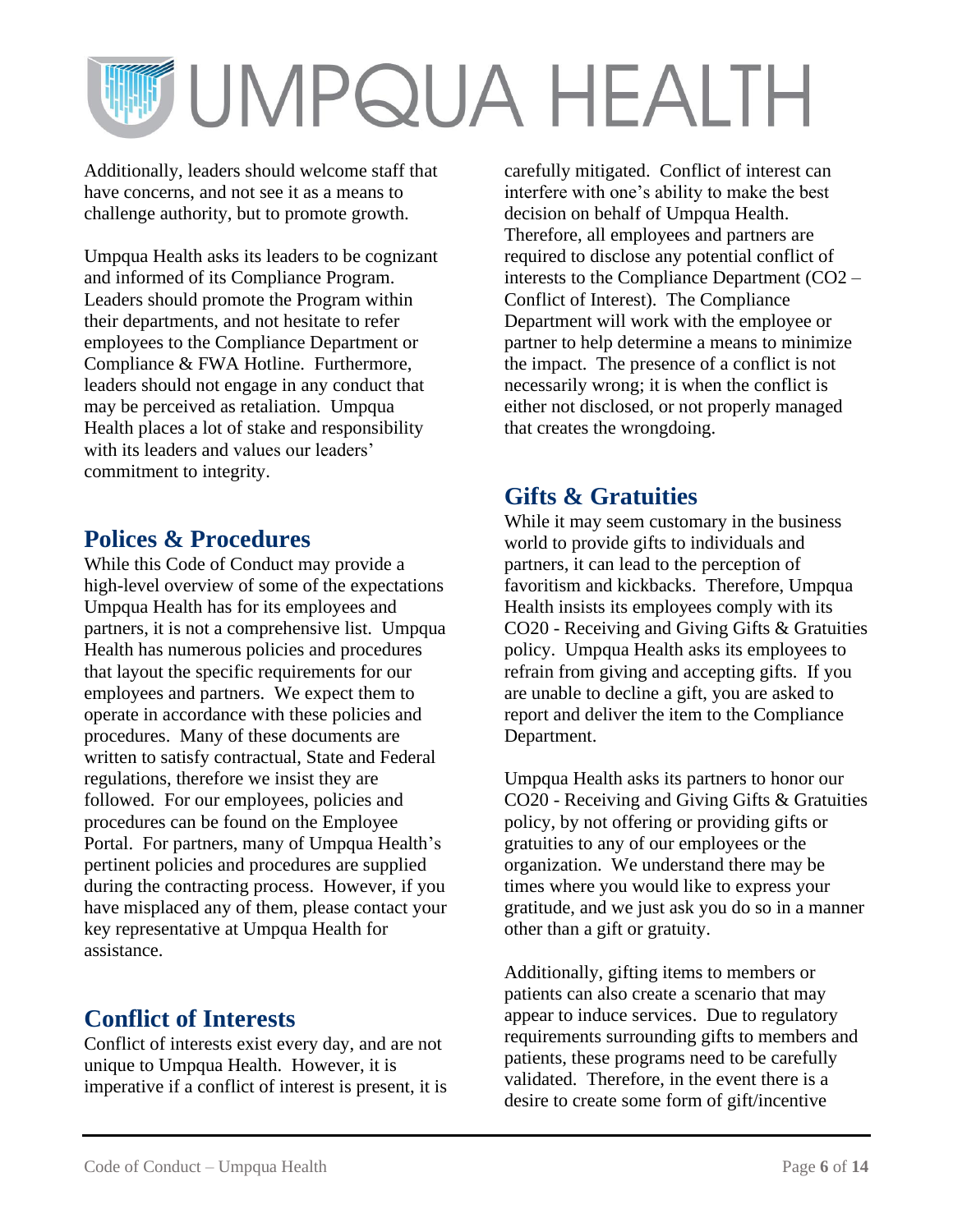Additionally, leaders should welcome staff that have concerns, and not see it as a means to challenge authority, but to promote growth.

Umpqua Health asks its leaders to be cognizant and informed of its Compliance Program. Leaders should promote the Program within their departments, and not hesitate to refer employees to the Compliance Department or Compliance & FWA Hotline. Furthermore, leaders should not engage in any conduct that may be perceived as retaliation. Umpqua Health places a lot of stake and responsibility with its leaders and values our leaders' commitment to integrity.

## Polices & Procedures

While this Code of Conduct may provide a high-level overview of some of the expectations Umpqua Health has for its employees and partners, it is not a comprehensive list. Umpqua Health has numerous policies and procedures that layout the specific requirements for our employees and partners. We expect them to operate in accordance with these policies and procedures. Many of these documents are written to satisfy contractual, State and Federal regulations, therefore we insist they are followed. For our employees, policies and procedures can be found on the Employee Portal. For partners, many of Umpqua Health's pertinent policies and procedures are supplied during the contracting process. However, if you have misplaced any of them, please contact your key representative at Umpqua Health for assistance.

## Conflict of Interests

Conflict of interests exist every day, and are not unique to Umpqua Health. However, it is imperative if a conflict of interest is present, it is carefully mitigated. Conflict of interest can interfere with one's ability to make the best decision on behalf of Umpqua Health. Therefore, all employees and partners are required to disclose any potential conflict of interests to the Compliance Department (CO2 – Conflict of Interest). The Compliance Department will work with the employee or partner to help determine a means to minimize the impact. The presence of a conflict is not necessarily wrong; it is when the conflict is either not disclosed, or not properly managed that creates the wrongdoing.

## Gifts & Gratuities

While it may seem customary in the business world to provide gifts to individuals and partners, it can lead to the perception of favoritism and kickbacks. Therefore, Umpqua Health insists its employees comply with its CO20 - Receiving and Giving Gifts & Gratuities policy. Umpqua Health asks its employees to refrain from giving and accepting gifts. If you are unable to decline a gift, you are asked to report and deliver the item to the Compliance Department.

Umpqua Health asks its partners to honor our CO20 - Receiving and Giving Gifts & Gratuities policy, by not offering or providing gifts or gratuities to any of our employees or the organization. We understand there may be times where you would like to express your gratitude, and we just ask you do so in a manner other than a gift or gratuity.

Additionally, gifting items to members or patients can also create a scenario that may appear to induce services. Due to regulatory requirements surrounding gifts to members and patients, these programs need to be carefully validated. Therefore, in the event there is a desire to create some form of gift/incentive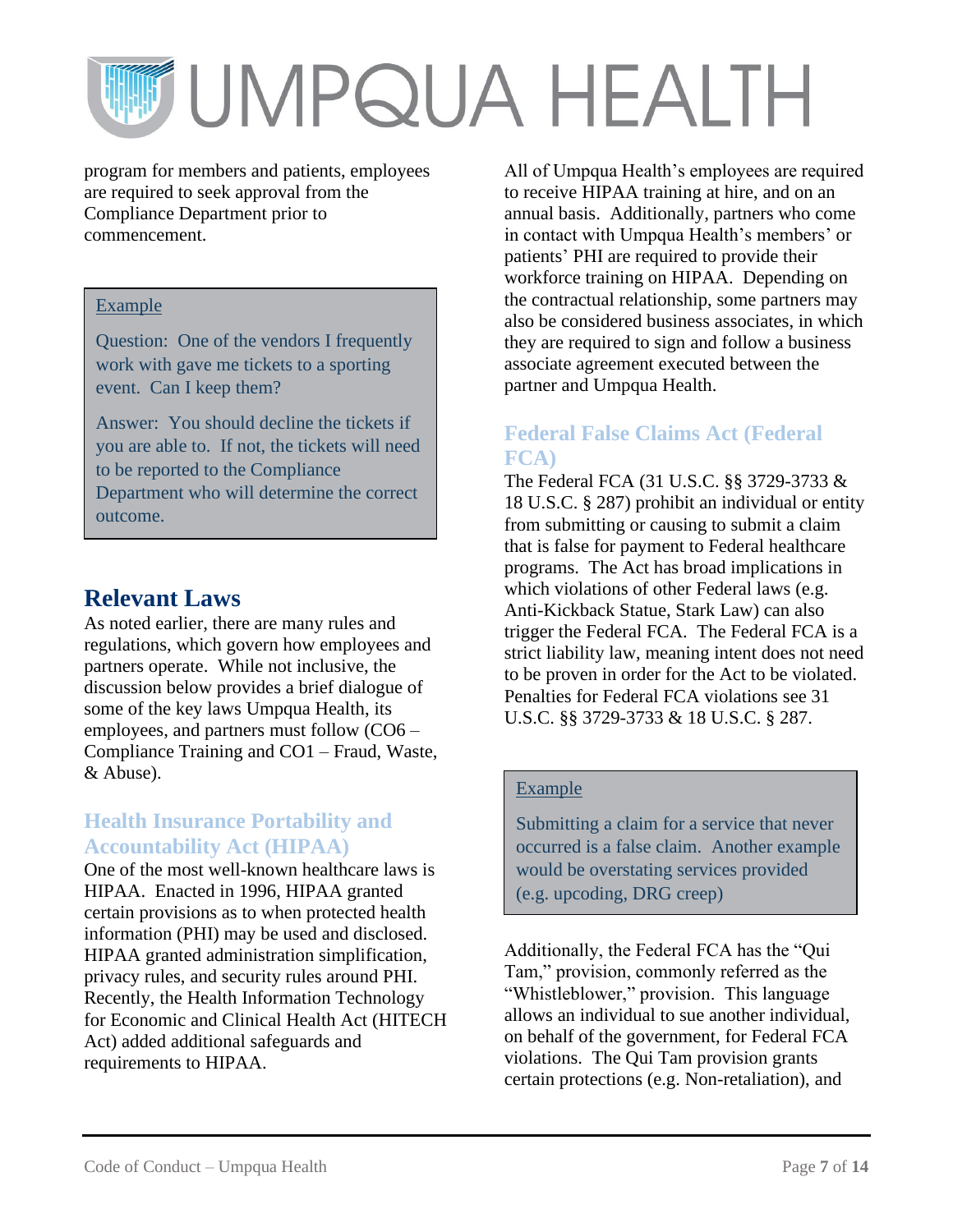program for members and patients, employees are required to seek approval from the Compliance Department prior to commencement.

> Example
>
> Question: One of the vendors I frequently work with gave me tickets to a sporting event. Can I keep them?
>
> Answer: You should decline the tickets if you are able to. If not, the tickets will need to be reported to the Compliance Department who will determine the correct outcome.

## Relevant Laws

As noted earlier, there are many rules and regulations, which govern how employees and partners operate. While not inclusive, the discussion below provides a brief dialogue of some of the key laws Umpqua Health, its employees, and partners must follow (CO6 – Compliance Training and CO1 – Fraud, Waste, & Abuse).

### Health Insurance Portability and Accountability Act (HIPAA)

One of the most well-known healthcare laws is HIPAA. Enacted in 1996, HIPAA granted certain provisions as to when protected health information (PHI) may be used and disclosed. HIPAA granted administration simplification, privacy rules, and security rules around PHI. Recently, the Health Information Technology for Economic and Clinical Health Act (HITECH Act) added additional safeguards and requirements to HIPAA.

All of Umpqua Health's employees are required to receive HIPAA training at hire, and on an annual basis. Additionally, partners who come in contact with Umpqua Health's members' or patients' PHI are required to provide their workforce training on HIPAA. Depending on the contractual relationship, some partners may also be considered business associates, in which they are required to sign and follow a business associate agreement executed between the partner and Umpqua Health.

### Federal False Claims Act (Federal FCA)

The Federal FCA (31 U.S.C. §§ 3729-3733 & 18 U.S.C. § 287) prohibit an individual or entity from submitting or causing to submit a claim that is false for payment to Federal healthcare programs. The Act has broad implications in which violations of other Federal laws (e.g. Anti-Kickback Statue, Stark Law) can also trigger the Federal FCA. The Federal FCA is a strict liability law, meaning intent does not need to be proven in order for the Act to be violated. Penalties for Federal FCA violations see 31 U.S.C. §§ 3729-3733 & 18 U.S.C. § 287.

> Example
>
> Submitting a claim for a service that never occurred is a false claim. Another example would be overstating services provided (e.g. upcoding, DRG creep)

Additionally, the Federal FCA has the "Qui Tam," provision, commonly referred as the "Whistleblower," provision. This language allows an individual to sue another individual, on behalf of the government, for Federal FCA violations. The Qui Tam provision grants certain protections (e.g. Non-retaliation), and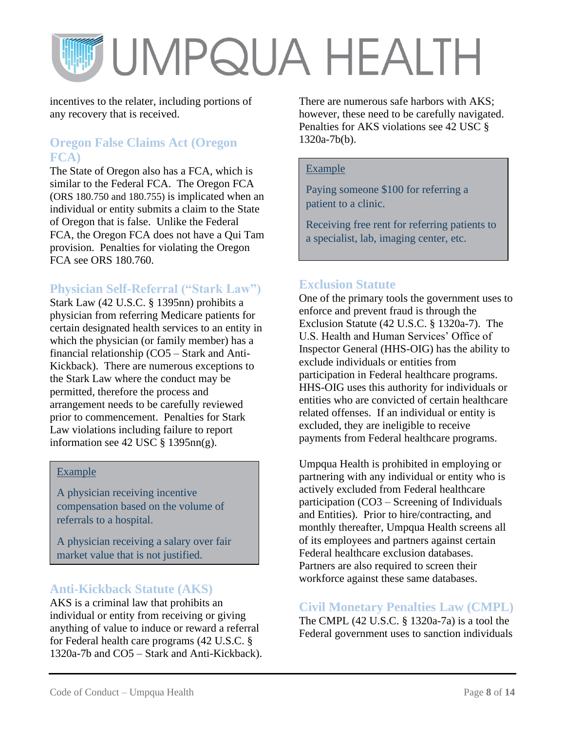incentives to the relater, including portions of any recovery that is received.

## Oregon False Claims Act (Oregon FCA)

The State of Oregon also has a FCA, which is similar to the Federal FCA. The Oregon FCA (ORS 180.750 and 180.755) is implicated when an individual or entity submits a claim to the State of Oregon that is false. Unlike the Federal FCA, the Oregon FCA does not have a Qui Tam provision. Penalties for violating the Oregon FCA see ORS 180.760.

## Physician Self-Referral ("Stark Law")

Stark Law (42 U.S.C. § 1395nn) prohibits a physician from referring Medicare patients for certain designated health services to an entity in which the physician (or family member) has a financial relationship (CO5 – Stark and Anti-Kickback). There are numerous exceptions to the Stark Law where the conduct may be permitted, therefore the process and arrangement needs to be carefully reviewed prior to commencement. Penalties for Stark Law violations including failure to report information see 42 USC § 1395nn(g).

> Example
>
> A physician receiving incentive compensation based on the volume of referrals to a hospital.
>
> A physician receiving a salary over fair market value that is not justified.

## Anti-Kickback Statute (AKS)

AKS is a criminal law that prohibits an individual or entity from receiving or giving anything of value to induce or reward a referral for Federal health care programs (42 U.S.C. § 1320a-7b and CO5 – Stark and Anti-Kickback). There are numerous safe harbors with AKS; however, these need to be carefully navigated. Penalties for AKS violations see 42 USC § 1320a-7b(b).

> Example
>
> Paying someone $100 for referring a patient to a clinic.
>
> Receiving free rent for referring patients to a specialist, lab, imaging center, etc.

## Exclusion Statute

One of the primary tools the government uses to enforce and prevent fraud is through the Exclusion Statute (42 U.S.C. § 1320a-7). The U.S. Health and Human Services' Office of Inspector General (HHS-OIG) has the ability to exclude individuals or entities from participation in Federal healthcare programs. HHS-OIG uses this authority for individuals or entities who are convicted of certain healthcare related offenses. If an individual or entity is excluded, they are ineligible to receive payments from Federal healthcare programs.

Umpqua Health is prohibited in employing or partnering with any individual or entity who is actively excluded from Federal healthcare participation (CO3 – Screening of Individuals and Entities). Prior to hire/contracting, and monthly thereafter, Umpqua Health screens all of its employees and partners against certain Federal healthcare exclusion databases. Partners are also required to screen their workforce against these same databases.

## Civil Monetary Penalties Law (CMPL)

The CMPL (42 U.S.C. § 1320a-7a) is a tool the Federal government uses to sanction individuals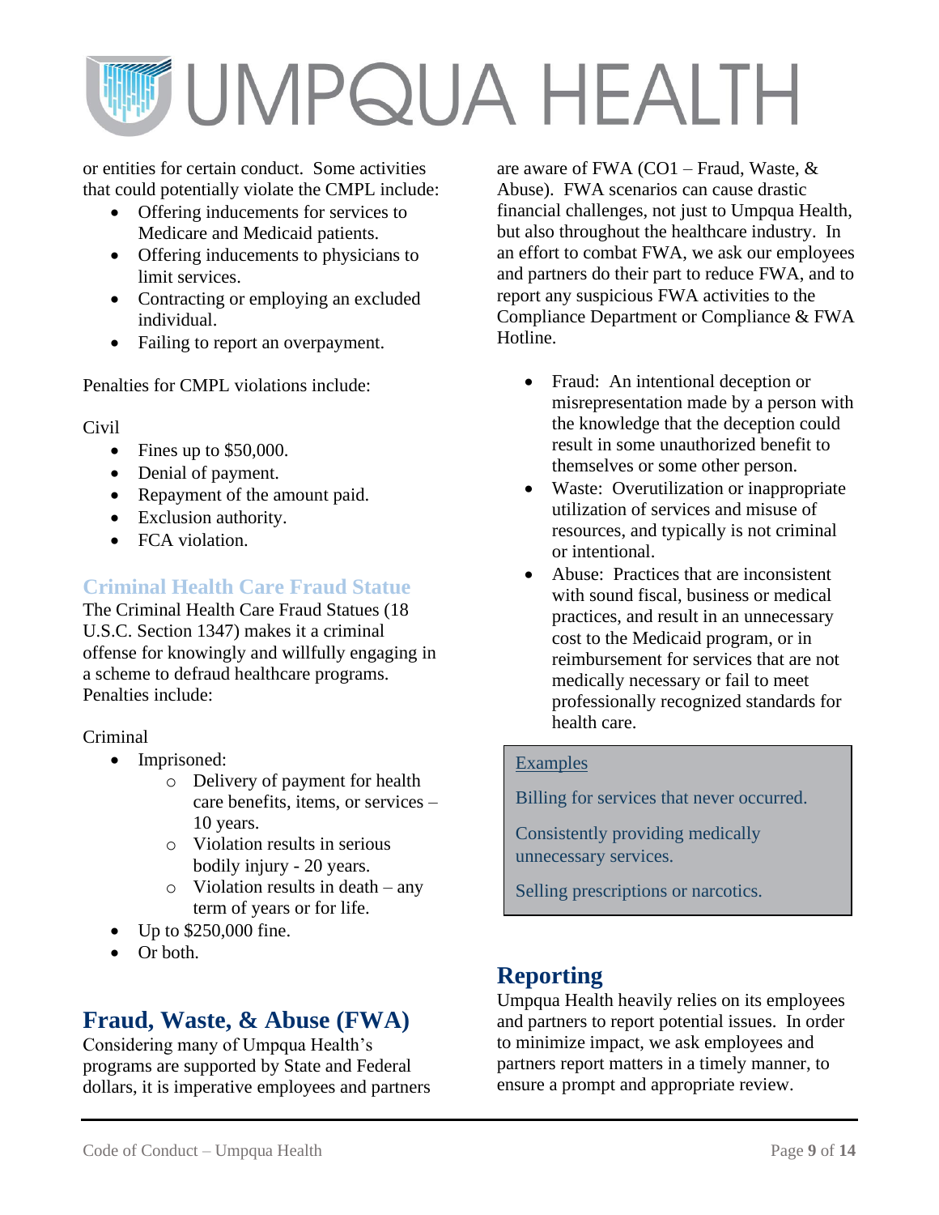or entities for certain conduct. Some activities that could potentially violate the CMPL include:

- Offering inducements for services to Medicare and Medicaid patients.
- Offering inducements to physicians to limit services.
- Contracting or employing an excluded individual.
- Failing to report an overpayment.

Penalties for CMPL violations include:

Civil

- Fines up to $50,000.
- Denial of payment.
- Repayment of the amount paid.
- Exclusion authority.
- FCA violation.

### Criminal Health Care Fraud Statue

The Criminal Health Care Fraud Statues (18 U.S.C. Section 1347) makes it a criminal offense for knowingly and willfully engaging in a scheme to defraud healthcare programs. Penalties include:

Criminal

- Imprisoned:
  - Delivery of payment for health care benefits, items, or services – 10 years.
  - Violation results in serious bodily injury - 20 years.
  - Violation results in death – any term of years or for life.
- Up to $250,000 fine.
- Or both.

## Fraud, Waste, & Abuse (FWA)

Considering many of Umpqua Health's programs are supported by State and Federal dollars, it is imperative employees and partners are aware of FWA (CO1 – Fraud, Waste, & Abuse). FWA scenarios can cause drastic financial challenges, not just to Umpqua Health, but also throughout the healthcare industry. In an effort to combat FWA, we ask our employees and partners do their part to reduce FWA, and to report any suspicious FWA activities to the Compliance Department or Compliance & FWA Hotline.

- Fraud: An intentional deception or misrepresentation made by a person with the knowledge that the deception could result in some unauthorized benefit to themselves or some other person.
- Waste: Overutilization or inappropriate utilization of services and misuse of resources, and typically is not criminal or intentional.
- Abuse: Practices that are inconsistent with sound fiscal, business or medical practices, and result in an unnecessary cost to the Medicaid program, or in reimbursement for services that are not medically necessary or fail to meet professionally recognized standards for health care.

Examples

Billing for services that never occurred.

Consistently providing medically unnecessary services.

Selling prescriptions or narcotics.

## Reporting

Umpqua Health heavily relies on its employees and partners to report potential issues. In order to minimize impact, we ask employees and partners report matters in a timely manner, to ensure a prompt and appropriate review.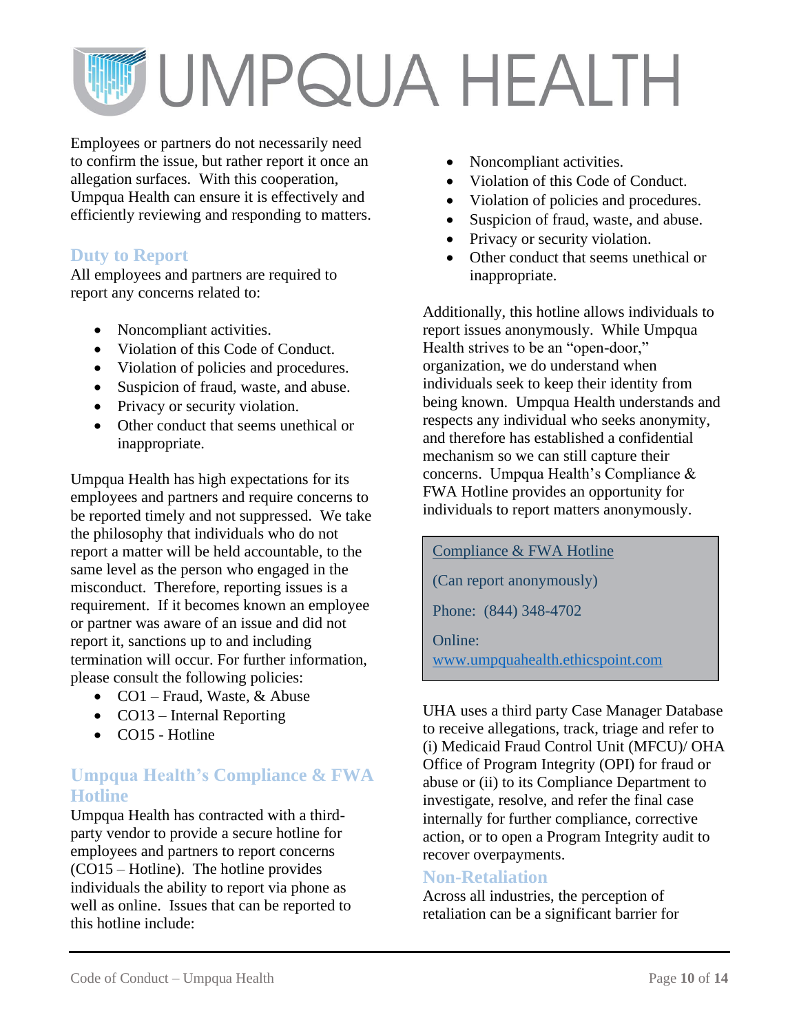Employees or partners do not necessarily need to confirm the issue, but rather report it once an allegation surfaces. With this cooperation, Umpqua Health can ensure it is effectively and efficiently reviewing and responding to matters.

## Duty to Report

All employees and partners are required to report any concerns related to:

- Noncompliant activities.
- Violation of this Code of Conduct.
- Violation of policies and procedures.
- Suspicion of fraud, waste, and abuse.
- Privacy or security violation.
- Other conduct that seems unethical or inappropriate.

Umpqua Health has high expectations for its employees and partners and require concerns to be reported timely and not suppressed. We take the philosophy that individuals who do not report a matter will be held accountable, to the same level as the person who engaged in the misconduct. Therefore, reporting issues is a requirement. If it becomes known an employee or partner was aware of an issue and did not report it, sanctions up to and including termination will occur. For further information, please consult the following policies:

- CO1 – Fraud, Waste, & Abuse
- CO13 – Internal Reporting
- CO15 - Hotline

## Umpqua Health's Compliance & FWA Hotline

Umpqua Health has contracted with a third-party vendor to provide a secure hotline for employees and partners to report concerns (CO15 – Hotline). The hotline provides individuals the ability to report via phone as well as online. Issues that can be reported to this hotline include:

- Noncompliant activities.
- Violation of this Code of Conduct.
- Violation of policies and procedures.
- Suspicion of fraud, waste, and abuse.
- Privacy or security violation.
- Other conduct that seems unethical or inappropriate.

Additionally, this hotline allows individuals to report issues anonymously. While Umpqua Health strives to be an "open-door," organization, we do understand when individuals seek to keep their identity from being known. Umpqua Health understands and respects any individual who seeks anonymity, and therefore has established a confidential mechanism so we can still capture their concerns. Umpqua Health's Compliance & FWA Hotline provides an opportunity for individuals to report matters anonymously.

> Compliance & FWA Hotline
>
> (Can report anonymously)
>
> Phone: (844) 348-4702
>
> Online: www.umpquahealth.ethicspoint.com

UHA uses a third party Case Manager Database to receive allegations, track, triage and refer to (i) Medicaid Fraud Control Unit (MFCU)/ OHA Office of Program Integrity (OPI) for fraud or abuse or (ii) to its Compliance Department to investigate, resolve, and refer the final case internally for further compliance, corrective action, or to open a Program Integrity audit to recover overpayments.

## Non-Retaliation

Across all industries, the perception of retaliation can be a significant barrier for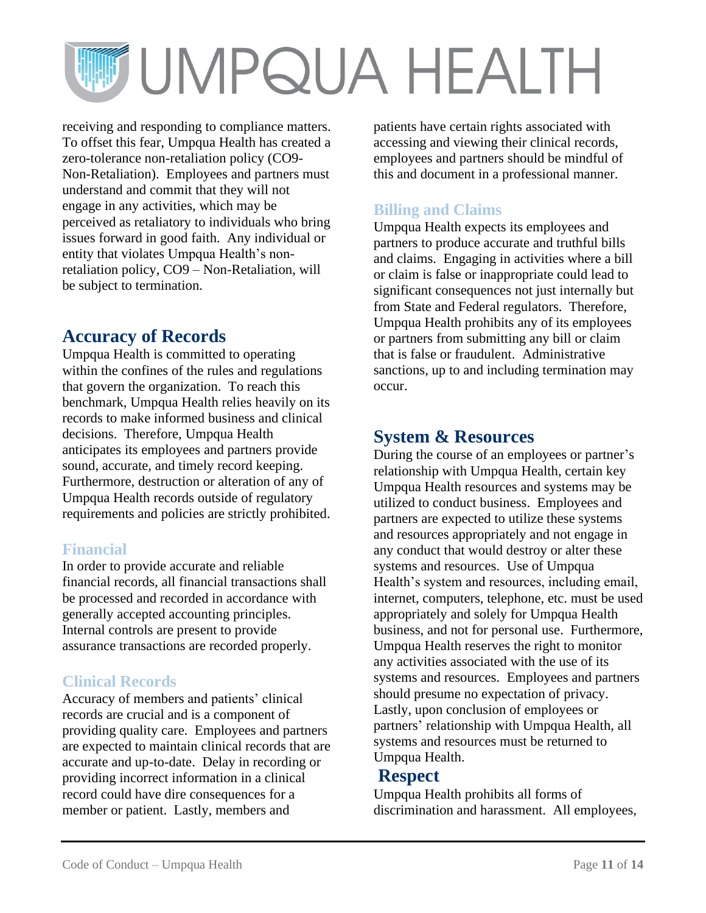receiving and responding to compliance matters. To offset this fear, Umpqua Health has created a zero-tolerance non-retaliation policy (CO9-Non-Retaliation). Employees and partners must understand and commit that they will not engage in any activities, which may be perceived as retaliatory to individuals who bring issues forward in good faith. Any individual or entity that violates Umpqua Health's non-retaliation policy, CO9 – Non-Retaliation, will be subject to termination.

## Accuracy of Records

Umpqua Health is committed to operating within the confines of the rules and regulations that govern the organization. To reach this benchmark, Umpqua Health relies heavily on its records to make informed business and clinical decisions. Therefore, Umpqua Health anticipates its employees and partners provide sound, accurate, and timely record keeping. Furthermore, destruction or alteration of any of Umpqua Health records outside of regulatory requirements and policies are strictly prohibited.

### Financial

In order to provide accurate and reliable financial records, all financial transactions shall be processed and recorded in accordance with generally accepted accounting principles. Internal controls are present to provide assurance transactions are recorded properly.

### Clinical Records

Accuracy of members and patients' clinical records are crucial and is a component of providing quality care. Employees and partners are expected to maintain clinical records that are accurate and up-to-date. Delay in recording or providing incorrect information in a clinical record could have dire consequences for a member or patient. Lastly, members and patients have certain rights associated with accessing and viewing their clinical records, employees and partners should be mindful of this and document in a professional manner.

### Billing and Claims

Umpqua Health expects its employees and partners to produce accurate and truthful bills and claims. Engaging in activities where a bill or claim is false or inappropriate could lead to significant consequences not just internally but from State and Federal regulators. Therefore, Umpqua Health prohibits any of its employees or partners from submitting any bill or claim that is false or fraudulent. Administrative sanctions, up to and including termination may occur.

## System & Resources

During the course of an employees or partner's relationship with Umpqua Health, certain key Umpqua Health resources and systems may be utilized to conduct business. Employees and partners are expected to utilize these systems and resources appropriately and not engage in any conduct that would destroy or alter these systems and resources. Use of Umpqua Health's system and resources, including email, internet, computers, telephone, etc. must be used appropriately and solely for Umpqua Health business, and not for personal use. Furthermore, Umpqua Health reserves the right to monitor any activities associated with the use of its systems and resources. Employees and partners should presume no expectation of privacy. Lastly, upon conclusion of employees or partners' relationship with Umpqua Health, all systems and resources must be returned to Umpqua Health.

## Respect

Umpqua Health prohibits all forms of discrimination and harassment. All employees,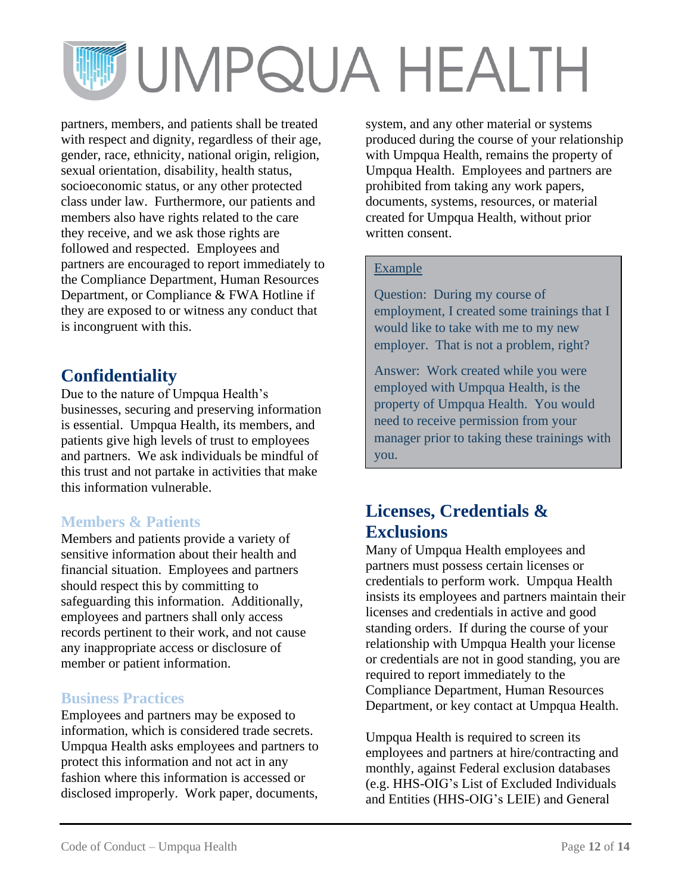partners, members, and patients shall be treated with respect and dignity, regardless of their age, gender, race, ethnicity, national origin, religion, sexual orientation, disability, health status, socioeconomic status, or any other protected class under law. Furthermore, our patients and members also have rights related to the care they receive, and we ask those rights are followed and respected. Employees and partners are encouraged to report immediately to the Compliance Department, Human Resources Department, or Compliance & FWA Hotline if they are exposed to or witness any conduct that is incongruent with this.

## Confidentiality

Due to the nature of Umpqua Health's businesses, securing and preserving information is essential. Umpqua Health, its members, and patients give high levels of trust to employees and partners. We ask individuals be mindful of this trust and not partake in activities that make this information vulnerable.

### Members & Patients

Members and patients provide a variety of sensitive information about their health and financial situation. Employees and partners should respect this by committing to safeguarding this information. Additionally, employees and partners shall only access records pertinent to their work, and not cause any inappropriate access or disclosure of member or patient information.

### Business Practices

Employees and partners may be exposed to information, which is considered trade secrets. Umpqua Health asks employees and partners to protect this information and not act in any fashion where this information is accessed or disclosed improperly. Work paper, documents, system, and any other material or systems produced during the course of your relationship with Umpqua Health, remains the property of Umpqua Health. Employees and partners are prohibited from taking any work papers, documents, systems, resources, or material created for Umpqua Health, without prior written consent.

> Example
>
> Question: During my course of employment, I created some trainings that I would like to take with me to my new employer. That is not a problem, right?
>
> Answer: Work created while you were employed with Umpqua Health, is the property of Umpqua Health. You would need to receive permission from your manager prior to taking these trainings with you.

## Licenses, Credentials & Exclusions

Many of Umpqua Health employees and partners must possess certain licenses or credentials to perform work. Umpqua Health insists its employees and partners maintain their licenses and credentials in active and good standing orders. If during the course of your relationship with Umpqua Health your license or credentials are not in good standing, you are required to report immediately to the Compliance Department, Human Resources Department, or key contact at Umpqua Health.

Umpqua Health is required to screen its employees and partners at hire/contracting and monthly, against Federal exclusion databases (e.g. HHS-OIG's List of Excluded Individuals and Entities (HHS-OIG's LEIE) and General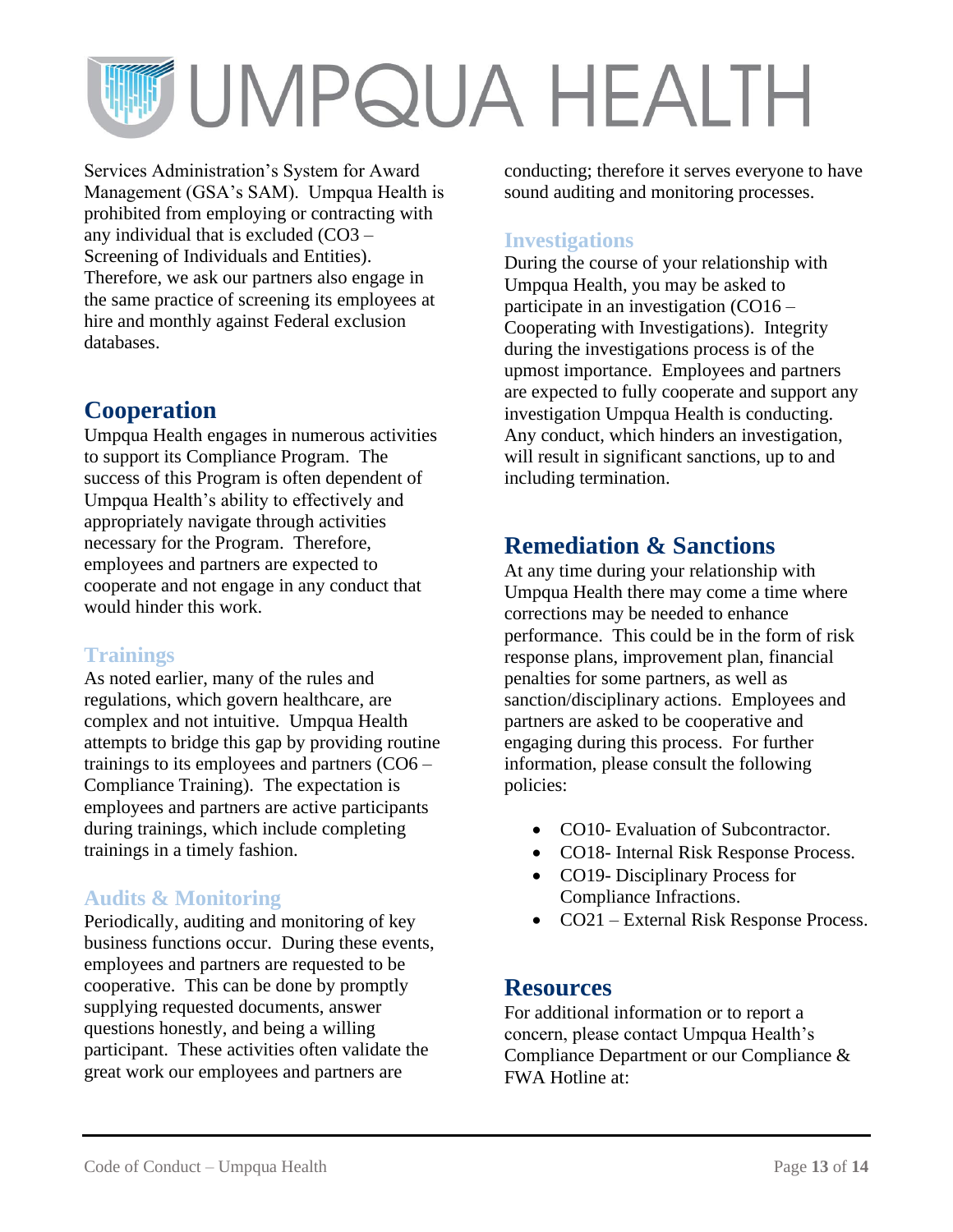Services Administration's System for Award Management (GSA's SAM). Umpqua Health is prohibited from employing or contracting with any individual that is excluded (CO3 – Screening of Individuals and Entities). Therefore, we ask our partners also engage in the same practice of screening its employees at hire and monthly against Federal exclusion databases.

## Cooperation

Umpqua Health engages in numerous activities to support its Compliance Program. The success of this Program is often dependent of Umpqua Health's ability to effectively and appropriately navigate through activities necessary for the Program. Therefore, employees and partners are expected to cooperate and not engage in any conduct that would hinder this work.

### Trainings

As noted earlier, many of the rules and regulations, which govern healthcare, are complex and not intuitive. Umpqua Health attempts to bridge this gap by providing routine trainings to its employees and partners (CO6 – Compliance Training). The expectation is employees and partners are active participants during trainings, which include completing trainings in a timely fashion.

### Audits & Monitoring

Periodically, auditing and monitoring of key business functions occur. During these events, employees and partners are requested to be cooperative. This can be done by promptly supplying requested documents, answer questions honestly, and being a willing participant. These activities often validate the great work our employees and partners are conducting; therefore it serves everyone to have sound auditing and monitoring processes.

### Investigations

During the course of your relationship with Umpqua Health, you may be asked to participate in an investigation (CO16 – Cooperating with Investigations). Integrity during the investigations process is of the upmost importance. Employees and partners are expected to fully cooperate and support any investigation Umpqua Health is conducting. Any conduct, which hinders an investigation, will result in significant sanctions, up to and including termination.

## Remediation & Sanctions

At any time during your relationship with Umpqua Health there may come a time where corrections may be needed to enhance performance. This could be in the form of risk response plans, improvement plan, financial penalties for some partners, as well as sanction/disciplinary actions. Employees and partners are asked to be cooperative and engaging during this process. For further information, please consult the following policies:

- CO10- Evaluation of Subcontractor.
- CO18- Internal Risk Response Process.
- CO19- Disciplinary Process for Compliance Infractions.
- CO21 – External Risk Response Process.

## Resources

For additional information or to report a concern, please contact Umpqua Health's Compliance Department or our Compliance & FWA Hotline at: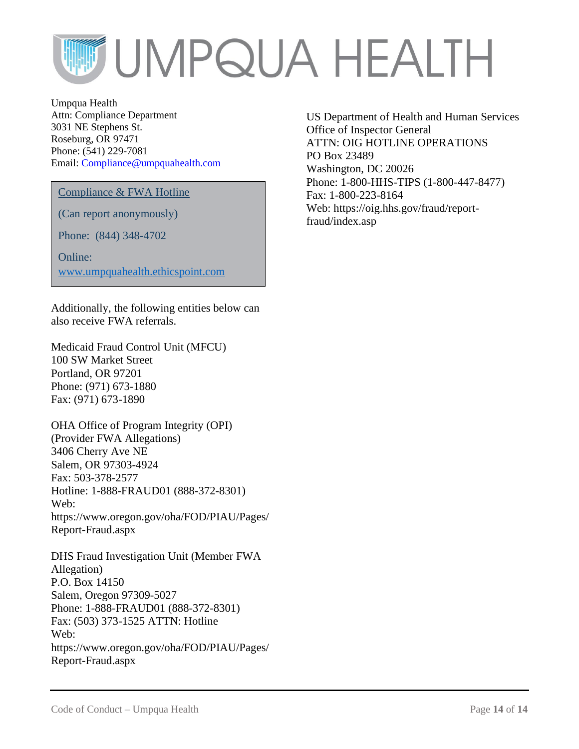UMPQUA HEALTH

Umpqua Health
Attn: Compliance Department
3031 NE Stephens St.
Roseburg, OR 97471
Phone: (541) 229-7081
Email: Compliance@umpquahealth.com

Compliance & FWA Hotline

(Can report anonymously)

Phone: (844) 348-4702

Online:
www.umpquahealth.ethicspoint.com

Additionally, the following entities below can also receive FWA referrals.

Medicaid Fraud Control Unit (MFCU)
100 SW Market Street
Portland, OR 97201
Phone: (971) 673-1880
Fax: (971) 673-1890

OHA Office of Program Integrity (OPI)
(Provider FWA Allegations)
3406 Cherry Ave NE
Salem, OR 97303-4924
Fax: 503-378-2577
Hotline: 1-888-FRAUD01 (888-372-8301)
Web:
https://www.oregon.gov/oha/FOD/PIAU/Pages/Report-Fraud.aspx

DHS Fraud Investigation Unit (Member FWA Allegation)
P.O. Box 14150
Salem, Oregon 97309-5027
Phone: 1-888-FRAUD01 (888-372-8301)
Fax: (503) 373-1525 ATTN: Hotline
Web:
https://www.oregon.gov/oha/FOD/PIAU/Pages/Report-Fraud.aspx

US Department of Health and Human Services
Office of Inspector General
ATTN: OIG HOTLINE OPERATIONS
PO Box 23489
Washington, DC 20026
Phone: 1-800-HHS-TIPS (1-800-447-8477)
Fax: 1-800-223-8164
Web: https://oig.hhs.gov/fraud/report-fraud/index.asp